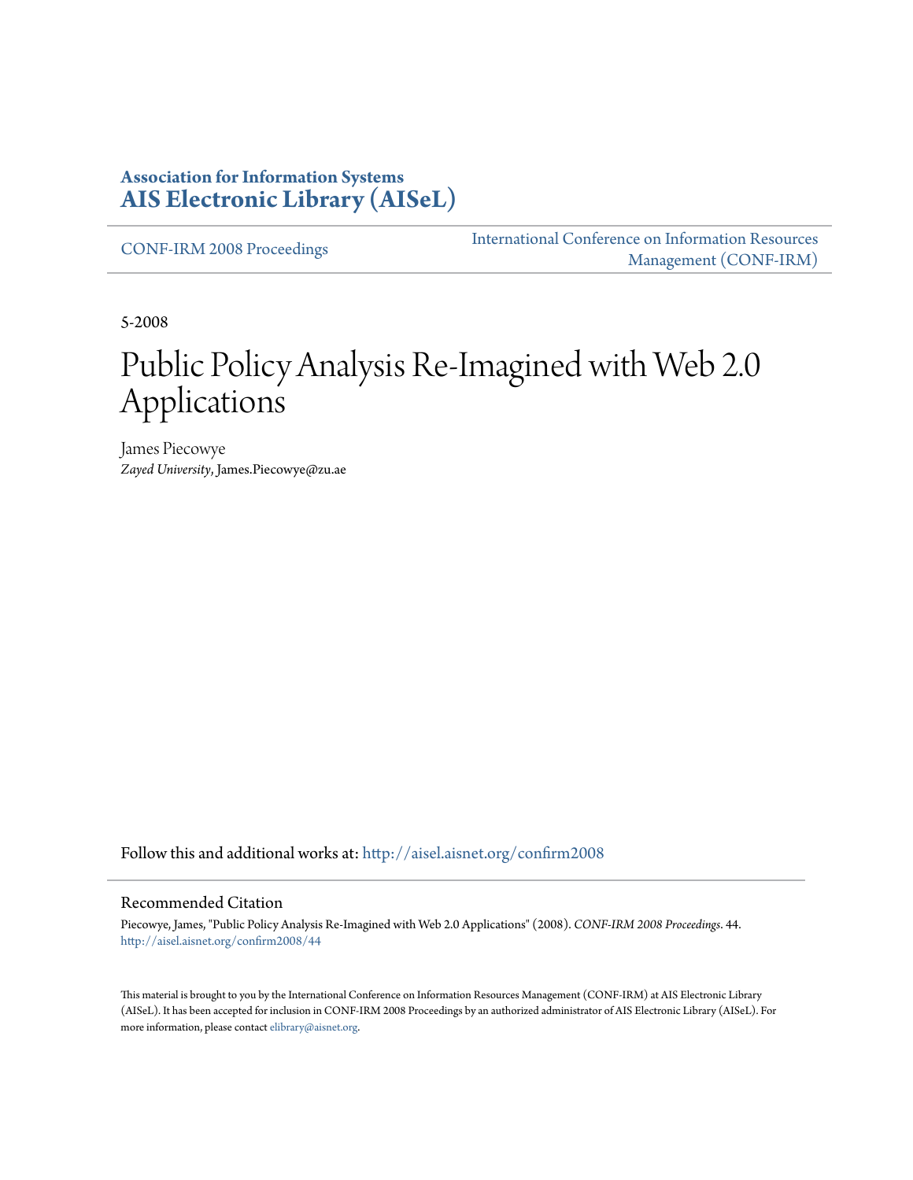**Association for Information Systems**
**AIS Electronic Library (AISeL)**

CONF-IRM 2008 Proceedings

International Conference on Information Resources Management (CONF-IRM)

5-2008

# Public Policy Analysis Re-Imagined with Web 2.0 Applications

James Piecowye
*Zayed University*, James.Piecowye@zu.ae

Follow this and additional works at: http://aisel.aisnet.org/confirm2008

## Recommended Citation

Piecowye, James, "Public Policy Analysis Re-Imagined with Web 2.0 Applications" (2008). *CONF-IRM 2008 Proceedings*. 44.
http://aisel.aisnet.org/confirm2008/44

This material is brought to you by the International Conference on Information Resources Management (CONF-IRM) at AIS Electronic Library (AISeL). It has been accepted for inclusion in CONF-IRM 2008 Proceedings by an authorized administrator of AIS Electronic Library (AISeL). For more information, please contact elibrary@aisnet.org.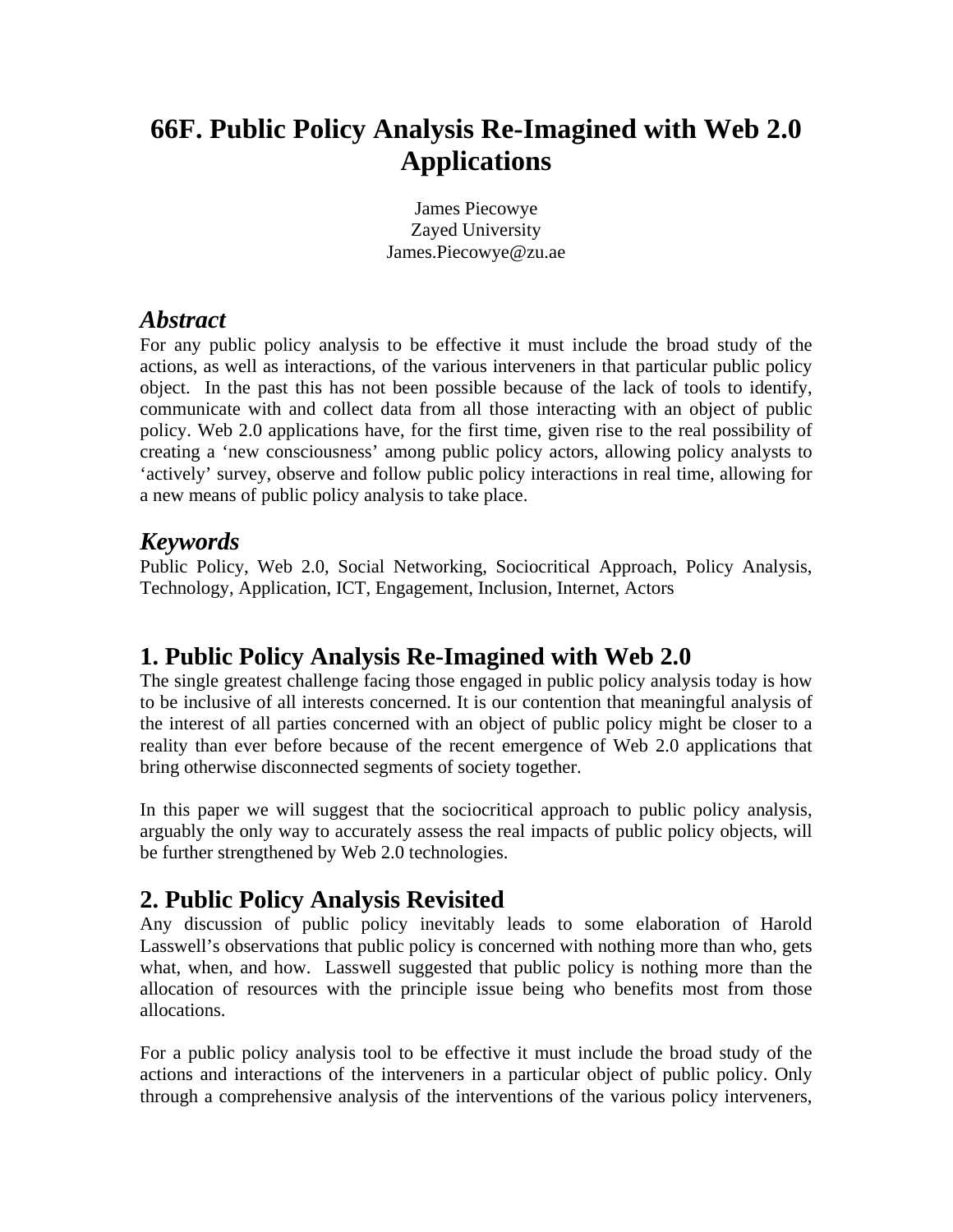# 66F. Public Policy Analysis Re-Imagined with Web 2.0 Applications

James Piecowye
Zayed University
James.Piecowye@zu.ae

## *Abstract*

For any public policy analysis to be effective it must include the broad study of the actions, as well as interactions, of the various interveners in that particular public policy object. In the past this has not been possible because of the lack of tools to identify, communicate with and collect data from all those interacting with an object of public policy. Web 2.0 applications have, for the first time, given rise to the real possibility of creating a 'new consciousness' among public policy actors, allowing policy analysts to 'actively' survey, observe and follow public policy interactions in real time, allowing for a new means of public policy analysis to take place.

## *Keywords*

Public Policy, Web 2.0, Social Networking, Sociocritical Approach, Policy Analysis, Technology, Application, ICT, Engagement, Inclusion, Internet, Actors

## 1. Public Policy Analysis Re-Imagined with Web 2.0

The single greatest challenge facing those engaged in public policy analysis today is how to be inclusive of all interests concerned. It is our contention that meaningful analysis of the interest of all parties concerned with an object of public policy might be closer to a reality than ever before because of the recent emergence of Web 2.0 applications that bring otherwise disconnected segments of society together.

In this paper we will suggest that the sociocritical approach to public policy analysis, arguably the only way to accurately assess the real impacts of public policy objects, will be further strengthened by Web 2.0 technologies.

## 2. Public Policy Analysis Revisited

Any discussion of public policy inevitably leads to some elaboration of Harold Lasswell's observations that public policy is concerned with nothing more than who, gets what, when, and how. Lasswell suggested that public policy is nothing more than the allocation of resources with the principle issue being who benefits most from those allocations.

For a public policy analysis tool to be effective it must include the broad study of the actions and interactions of the interveners in a particular object of public policy. Only through a comprehensive analysis of the interventions of the various policy interveners,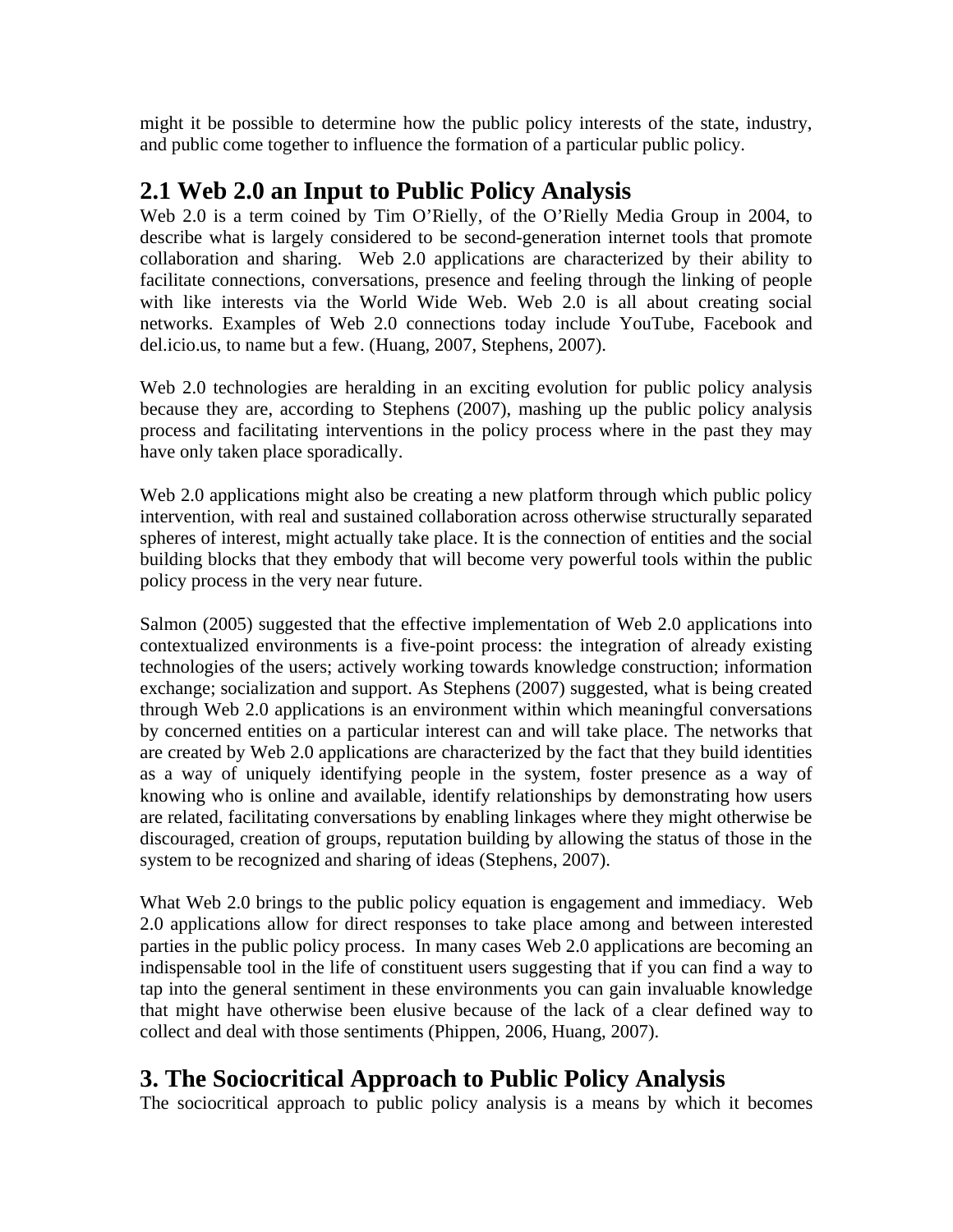might it be possible to determine how the public policy interests of the state, industry, and public come together to influence the formation of a particular public policy.

## 2.1 Web 2.0 an Input to Public Policy Analysis

Web 2.0 is a term coined by Tim O'Rielly, of the O'Rielly Media Group in 2004, to describe what is largely considered to be second-generation internet tools that promote collaboration and sharing. Web 2.0 applications are characterized by their ability to facilitate connections, conversations, presence and feeling through the linking of people with like interests via the World Wide Web. Web 2.0 is all about creating social networks. Examples of Web 2.0 connections today include YouTube, Facebook and del.icio.us, to name but a few. (Huang, 2007, Stephens, 2007).

Web 2.0 technologies are heralding in an exciting evolution for public policy analysis because they are, according to Stephens (2007), mashing up the public policy analysis process and facilitating interventions in the policy process where in the past they may have only taken place sporadically.

Web 2.0 applications might also be creating a new platform through which public policy intervention, with real and sustained collaboration across otherwise structurally separated spheres of interest, might actually take place. It is the connection of entities and the social building blocks that they embody that will become very powerful tools within the public policy process in the very near future.

Salmon (2005) suggested that the effective implementation of Web 2.0 applications into contextualized environments is a five-point process: the integration of already existing technologies of the users; actively working towards knowledge construction; information exchange; socialization and support. As Stephens (2007) suggested, what is being created through Web 2.0 applications is an environment within which meaningful conversations by concerned entities on a particular interest can and will take place. The networks that are created by Web 2.0 applications are characterized by the fact that they build identities as a way of uniquely identifying people in the system, foster presence as a way of knowing who is online and available, identify relationships by demonstrating how users are related, facilitating conversations by enabling linkages where they might otherwise be discouraged, creation of groups, reputation building by allowing the status of those in the system to be recognized and sharing of ideas (Stephens, 2007).

What Web 2.0 brings to the public policy equation is engagement and immediacy. Web 2.0 applications allow for direct responses to take place among and between interested parties in the public policy process. In many cases Web 2.0 applications are becoming an indispensable tool in the life of constituent users suggesting that if you can find a way to tap into the general sentiment in these environments you can gain invaluable knowledge that might have otherwise been elusive because of the lack of a clear defined way to collect and deal with those sentiments (Phippen, 2006, Huang, 2007).

# 3. The Sociocritical Approach to Public Policy Analysis

The sociocritical approach to public policy analysis is a means by which it becomes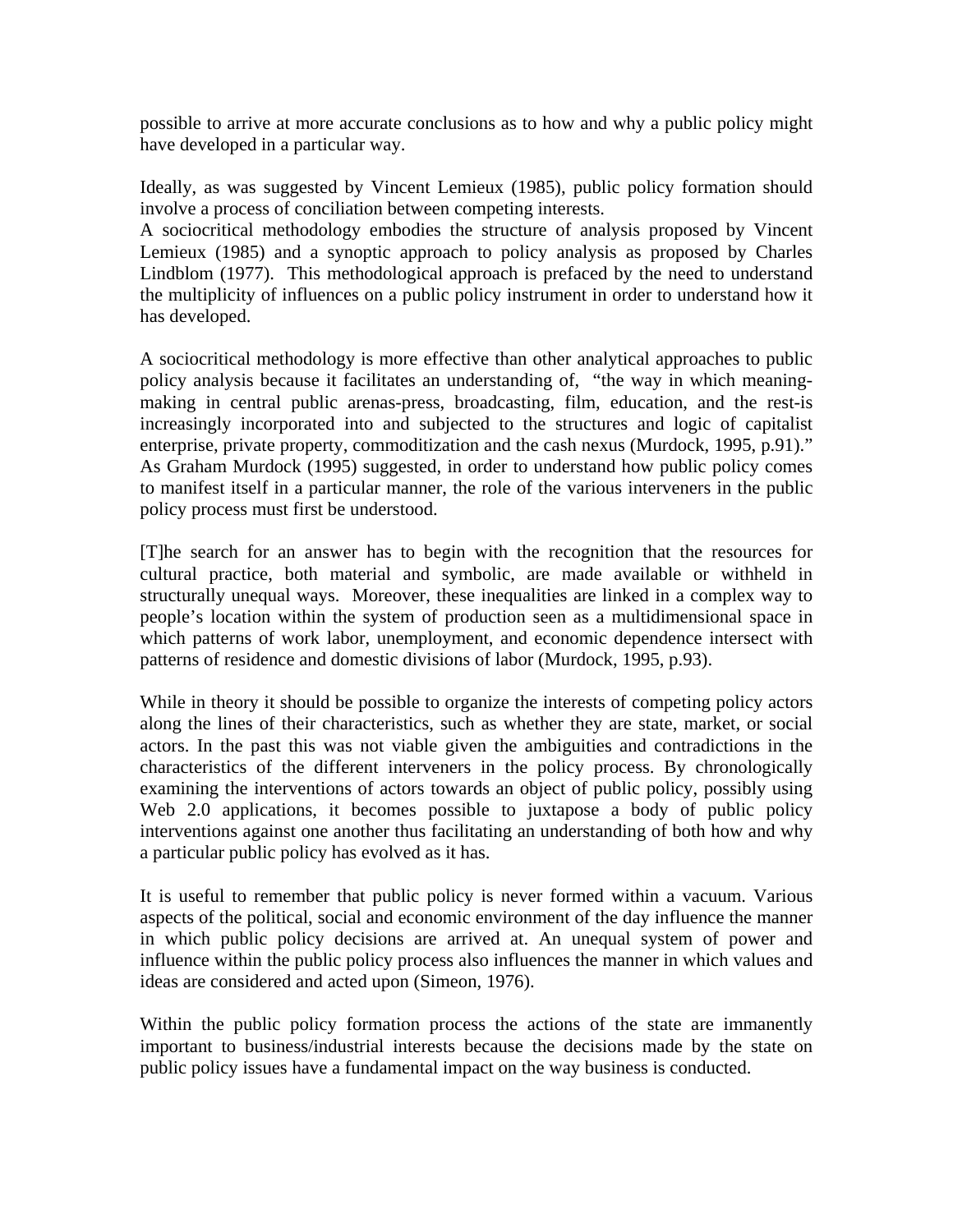possible to arrive at more accurate conclusions as to how and why a public policy might have developed in a particular way.

Ideally, as was suggested by Vincent Lemieux (1985), public policy formation should involve a process of conciliation between competing interests.
A sociocritical methodology embodies the structure of analysis proposed by Vincent Lemieux (1985) and a synoptic approach to policy analysis as proposed by Charles Lindblom (1977). This methodological approach is prefaced by the need to understand the multiplicity of influences on a public policy instrument in order to understand how it has developed.

A sociocritical methodology is more effective than other analytical approaches to public policy analysis because it facilitates an understanding of, "the way in which meaning-making in central public arenas-press, broadcasting, film, education, and the rest-is increasingly incorporated into and subjected to the structures and logic of capitalist enterprise, private property, commoditization and the cash nexus (Murdock, 1995, p.91)." As Graham Murdock (1995) suggested, in order to understand how public policy comes to manifest itself in a particular manner, the role of the various interveners in the public policy process must first be understood.

[T]he search for an answer has to begin with the recognition that the resources for cultural practice, both material and symbolic, are made available or withheld in structurally unequal ways. Moreover, these inequalities are linked in a complex way to people's location within the system of production seen as a multidimensional space in which patterns of work labor, unemployment, and economic dependence intersect with patterns of residence and domestic divisions of labor (Murdock, 1995, p.93).

While in theory it should be possible to organize the interests of competing policy actors along the lines of their characteristics, such as whether they are state, market, or social actors. In the past this was not viable given the ambiguities and contradictions in the characteristics of the different interveners in the policy process. By chronologically examining the interventions of actors towards an object of public policy, possibly using Web 2.0 applications, it becomes possible to juxtapose a body of public policy interventions against one another thus facilitating an understanding of both how and why a particular public policy has evolved as it has.

It is useful to remember that public policy is never formed within a vacuum. Various aspects of the political, social and economic environment of the day influence the manner in which public policy decisions are arrived at. An unequal system of power and influence within the public policy process also influences the manner in which values and ideas are considered and acted upon (Simeon, 1976).

Within the public policy formation process the actions of the state are immanently important to business/industrial interests because the decisions made by the state on public policy issues have a fundamental impact on the way business is conducted.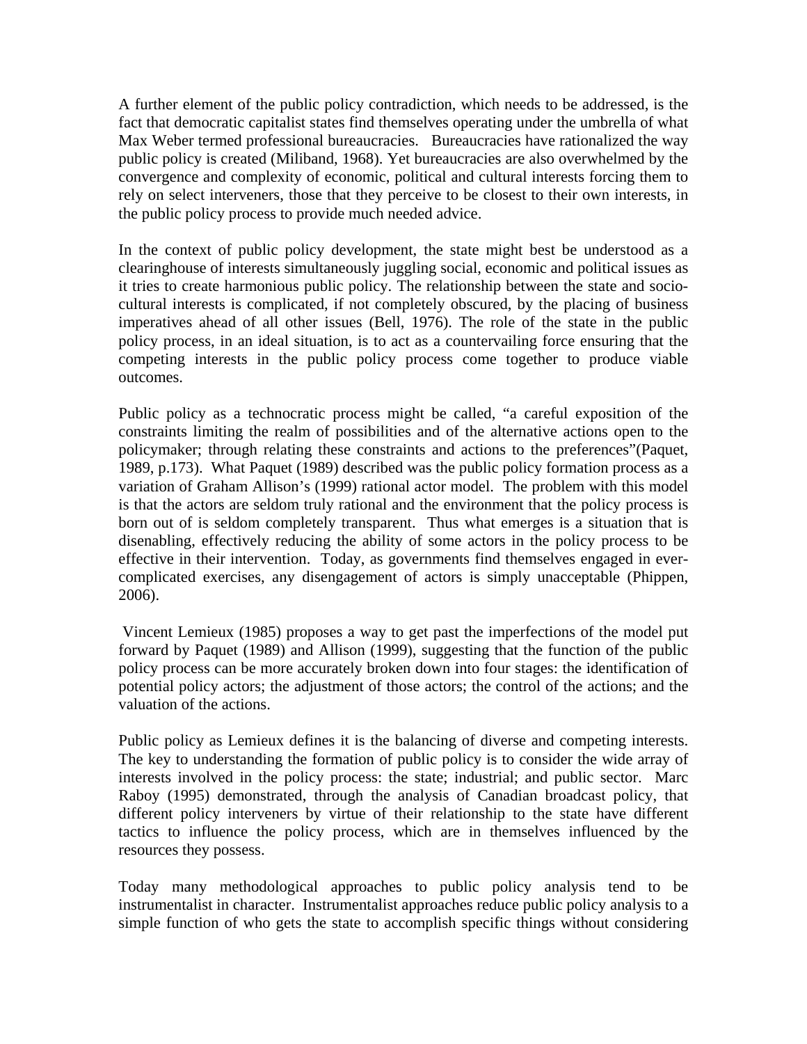A further element of the public policy contradiction, which needs to be addressed, is the fact that democratic capitalist states find themselves operating under the umbrella of what Max Weber termed professional bureaucracies. Bureaucracies have rationalized the way public policy is created (Miliband, 1968). Yet bureaucracies are also overwhelmed by the convergence and complexity of economic, political and cultural interests forcing them to rely on select interveners, those that they perceive to be closest to their own interests, in the public policy process to provide much needed advice.

In the context of public policy development, the state might best be understood as a clearinghouse of interests simultaneously juggling social, economic and political issues as it tries to create harmonious public policy. The relationship between the state and socio-cultural interests is complicated, if not completely obscured, by the placing of business imperatives ahead of all other issues (Bell, 1976). The role of the state in the public policy process, in an ideal situation, is to act as a countervailing force ensuring that the competing interests in the public policy process come together to produce viable outcomes.

Public policy as a technocratic process might be called, "a careful exposition of the constraints limiting the realm of possibilities and of the alternative actions open to the policymaker; through relating these constraints and actions to the preferences"(Paquet, 1989, p.173). What Paquet (1989) described was the public policy formation process as a variation of Graham Allison's (1999) rational actor model. The problem with this model is that the actors are seldom truly rational and the environment that the policy process is born out of is seldom completely transparent. Thus what emerges is a situation that is disenabling, effectively reducing the ability of some actors in the policy process to be effective in their intervention. Today, as governments find themselves engaged in ever-complicated exercises, any disengagement of actors is simply unacceptable (Phippen, 2006).

Vincent Lemieux (1985) proposes a way to get past the imperfections of the model put forward by Paquet (1989) and Allison (1999), suggesting that the function of the public policy process can be more accurately broken down into four stages: the identification of potential policy actors; the adjustment of those actors; the control of the actions; and the valuation of the actions.

Public policy as Lemieux defines it is the balancing of diverse and competing interests. The key to understanding the formation of public policy is to consider the wide array of interests involved in the policy process: the state; industrial; and public sector. Marc Raboy (1995) demonstrated, through the analysis of Canadian broadcast policy, that different policy interveners by virtue of their relationship to the state have different tactics to influence the policy process, which are in themselves influenced by the resources they possess.

Today many methodological approaches to public policy analysis tend to be instrumentalist in character. Instrumentalist approaches reduce public policy analysis to a simple function of who gets the state to accomplish specific things without considering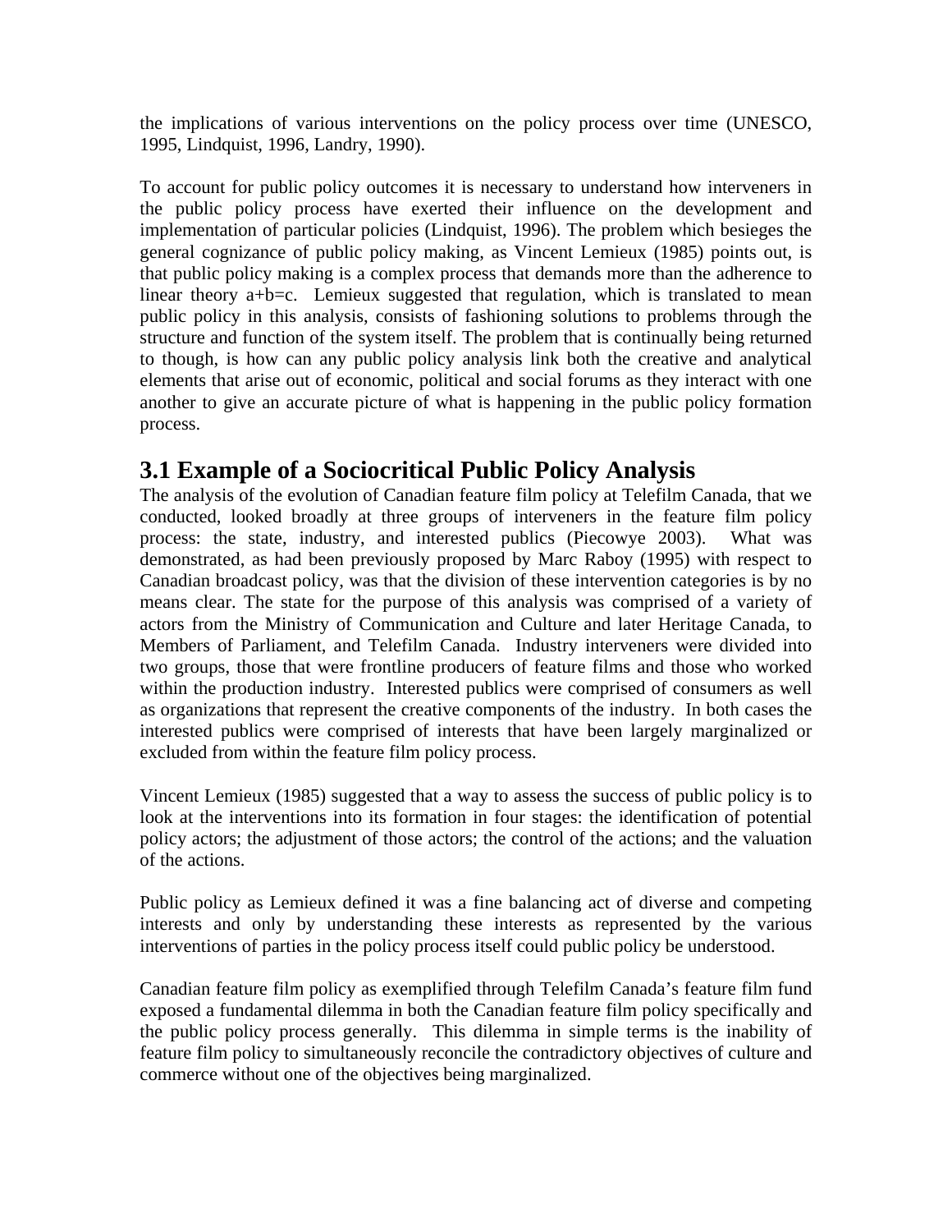the implications of various interventions on the policy process over time (UNESCO, 1995, Lindquist, 1996, Landry, 1990).

To account for public policy outcomes it is necessary to understand how interveners in the public policy process have exerted their influence on the development and implementation of particular policies (Lindquist, 1996). The problem which besieges the general cognizance of public policy making, as Vincent Lemieux (1985) points out, is that public policy making is a complex process that demands more than the adherence to linear theory a+b=c. Lemieux suggested that regulation, which is translated to mean public policy in this analysis, consists of fashioning solutions to problems through the structure and function of the system itself. The problem that is continually being returned to though, is how can any public policy analysis link both the creative and analytical elements that arise out of economic, political and social forums as they interact with one another to give an accurate picture of what is happening in the public policy formation process.

## 3.1 Example of a Sociocritical Public Policy Analysis

The analysis of the evolution of Canadian feature film policy at Telefilm Canada, that we conducted, looked broadly at three groups of interveners in the feature film policy process: the state, industry, and interested publics (Piecowye 2003). What was demonstrated, as had been previously proposed by Marc Raboy (1995) with respect to Canadian broadcast policy, was that the division of these intervention categories is by no means clear. The state for the purpose of this analysis was comprised of a variety of actors from the Ministry of Communication and Culture and later Heritage Canada, to Members of Parliament, and Telefilm Canada. Industry interveners were divided into two groups, those that were frontline producers of feature films and those who worked within the production industry. Interested publics were comprised of consumers as well as organizations that represent the creative components of the industry. In both cases the interested publics were comprised of interests that have been largely marginalized or excluded from within the feature film policy process.

Vincent Lemieux (1985) suggested that a way to assess the success of public policy is to look at the interventions into its formation in four stages: the identification of potential policy actors; the adjustment of those actors; the control of the actions; and the valuation of the actions.

Public policy as Lemieux defined it was a fine balancing act of diverse and competing interests and only by understanding these interests as represented by the various interventions of parties in the policy process itself could public policy be understood.

Canadian feature film policy as exemplified through Telefilm Canada's feature film fund exposed a fundamental dilemma in both the Canadian feature film policy specifically and the public policy process generally. This dilemma in simple terms is the inability of feature film policy to simultaneously reconcile the contradictory objectives of culture and commerce without one of the objectives being marginalized.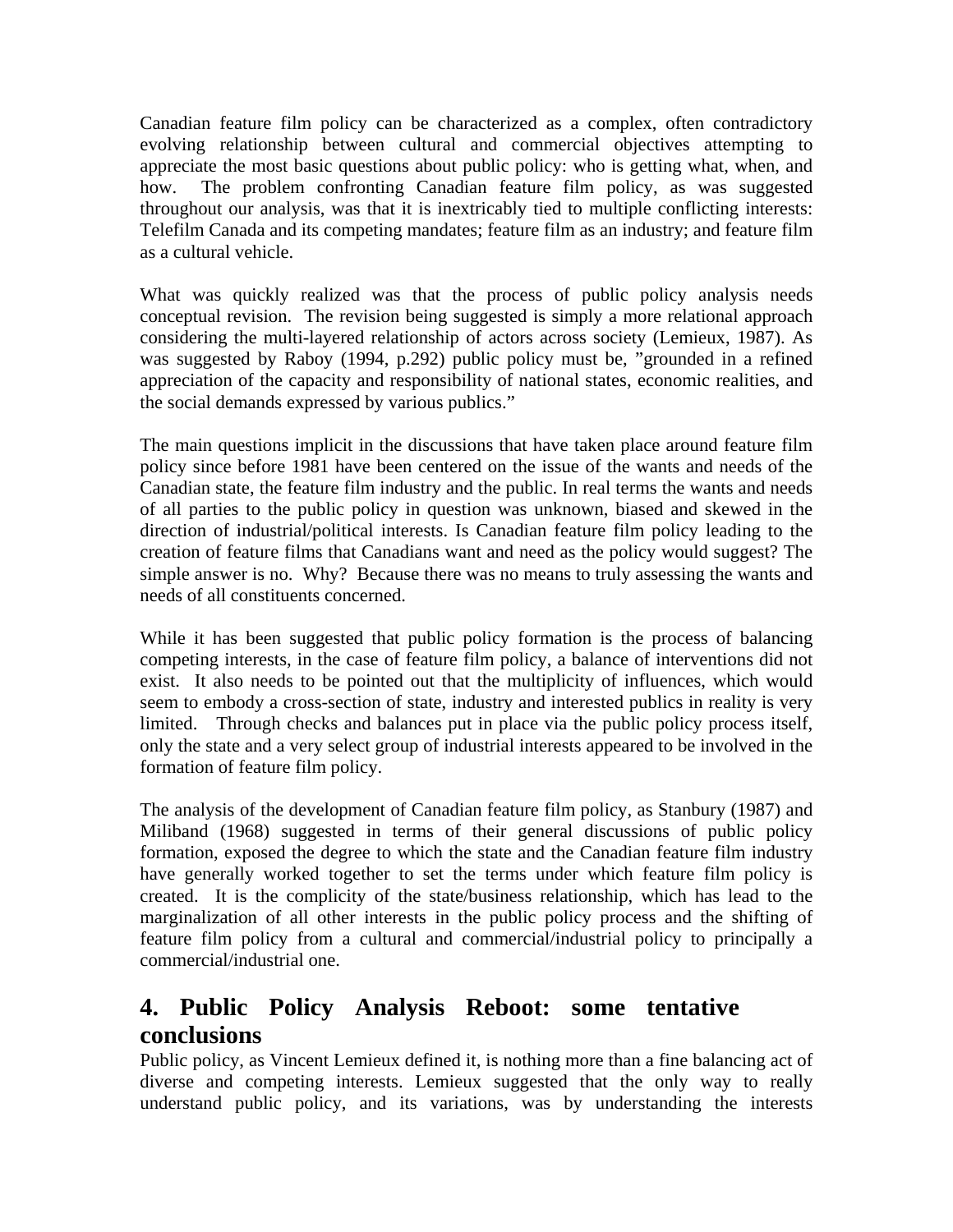Canadian feature film policy can be characterized as a complex, often contradictory evolving relationship between cultural and commercial objectives attempting to appreciate the most basic questions about public policy: who is getting what, when, and how. The problem confronting Canadian feature film policy, as was suggested throughout our analysis, was that it is inextricably tied to multiple conflicting interests: Telefilm Canada and its competing mandates; feature film as an industry; and feature film as a cultural vehicle.

What was quickly realized was that the process of public policy analysis needs conceptual revision. The revision being suggested is simply a more relational approach considering the multi-layered relationship of actors across society (Lemieux, 1987). As was suggested by Raboy (1994, p.292) public policy must be, "grounded in a refined appreciation of the capacity and responsibility of national states, economic realities, and the social demands expressed by various publics."

The main questions implicit in the discussions that have taken place around feature film policy since before 1981 have been centered on the issue of the wants and needs of the Canadian state, the feature film industry and the public. In real terms the wants and needs of all parties to the public policy in question was unknown, biased and skewed in the direction of industrial/political interests. Is Canadian feature film policy leading to the creation of feature films that Canadians want and need as the policy would suggest? The simple answer is no. Why? Because there was no means to truly assessing the wants and needs of all constituents concerned.

While it has been suggested that public policy formation is the process of balancing competing interests, in the case of feature film policy, a balance of interventions did not exist. It also needs to be pointed out that the multiplicity of influences, which would seem to embody a cross-section of state, industry and interested publics in reality is very limited. Through checks and balances put in place via the public policy process itself, only the state and a very select group of industrial interests appeared to be involved in the formation of feature film policy.

The analysis of the development of Canadian feature film policy, as Stanbury (1987) and Miliband (1968) suggested in terms of their general discussions of public policy formation, exposed the degree to which the state and the Canadian feature film industry have generally worked together to set the terms under which feature film policy is created. It is the complicity of the state/business relationship, which has lead to the marginalization of all other interests in the public policy process and the shifting of feature film policy from a cultural and commercial/industrial policy to principally a commercial/industrial one.

## 4. Public Policy Analysis Reboot: some tentative conclusions

Public policy, as Vincent Lemieux defined it, is nothing more than a fine balancing act of diverse and competing interests. Lemieux suggested that the only way to really understand public policy, and its variations, was by understanding the interests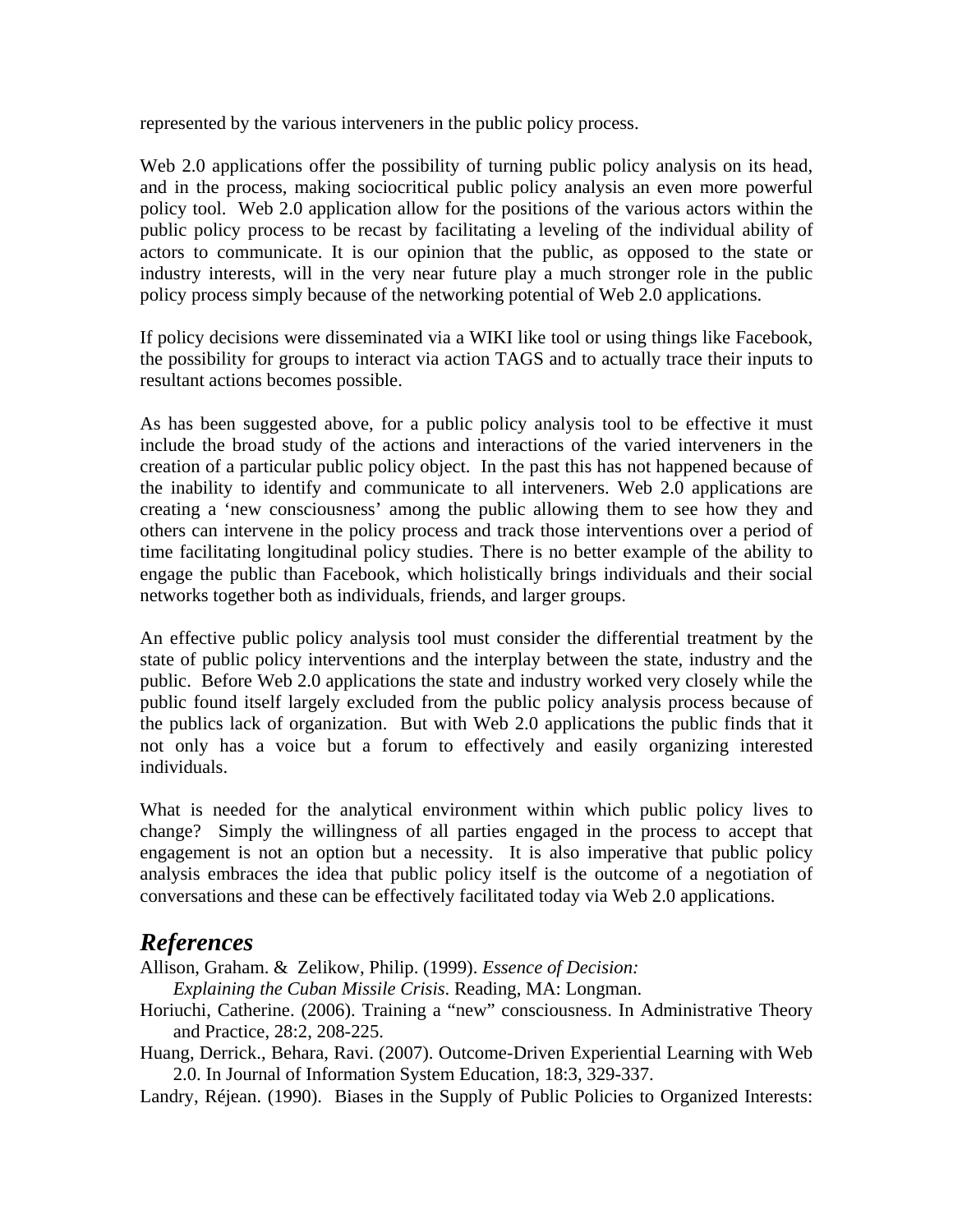represented by the various interveners in the public policy process.

Web 2.0 applications offer the possibility of turning public policy analysis on its head, and in the process, making sociocritical public policy analysis an even more powerful policy tool. Web 2.0 application allow for the positions of the various actors within the public policy process to be recast by facilitating a leveling of the individual ability of actors to communicate. It is our opinion that the public, as opposed to the state or industry interests, will in the very near future play a much stronger role in the public policy process simply because of the networking potential of Web 2.0 applications.

If policy decisions were disseminated via a WIKI like tool or using things like Facebook, the possibility for groups to interact via action TAGS and to actually trace their inputs to resultant actions becomes possible.

As has been suggested above, for a public policy analysis tool to be effective it must include the broad study of the actions and interactions of the varied interveners in the creation of a particular public policy object. In the past this has not happened because of the inability to identify and communicate to all interveners. Web 2.0 applications are creating a 'new consciousness' among the public allowing them to see how they and others can intervene in the policy process and track those interventions over a period of time facilitating longitudinal policy studies. There is no better example of the ability to engage the public than Facebook, which holistically brings individuals and their social networks together both as individuals, friends, and larger groups.

An effective public policy analysis tool must consider the differential treatment by the state of public policy interventions and the interplay between the state, industry and the public. Before Web 2.0 applications the state and industry worked very closely while the public found itself largely excluded from the public policy analysis process because of the publics lack of organization. But with Web 2.0 applications the public finds that it not only has a voice but a forum to effectively and easily organizing interested individuals.

What is needed for the analytical environment within which public policy lives to change? Simply the willingness of all parties engaged in the process to accept that engagement is not an option but a necessity. It is also imperative that public policy analysis embraces the idea that public policy itself is the outcome of a negotiation of conversations and these can be effectively facilitated today via Web 2.0 applications.

## *References*

Allison, Graham. & Zelikow, Philip. (1999). *Essence of Decision: Explaining the Cuban Missile Crisis*. Reading, MA: Longman.

Horiuchi, Catherine. (2006). Training a "new" consciousness. In Administrative Theory and Practice, 28:2, 208-225.

Huang, Derrick., Behara, Ravi. (2007). Outcome-Driven Experiential Learning with Web 2.0. In Journal of Information System Education, 18:3, 329-337.

Landry, Réjean. (1990). Biases in the Supply of Public Policies to Organized Interests: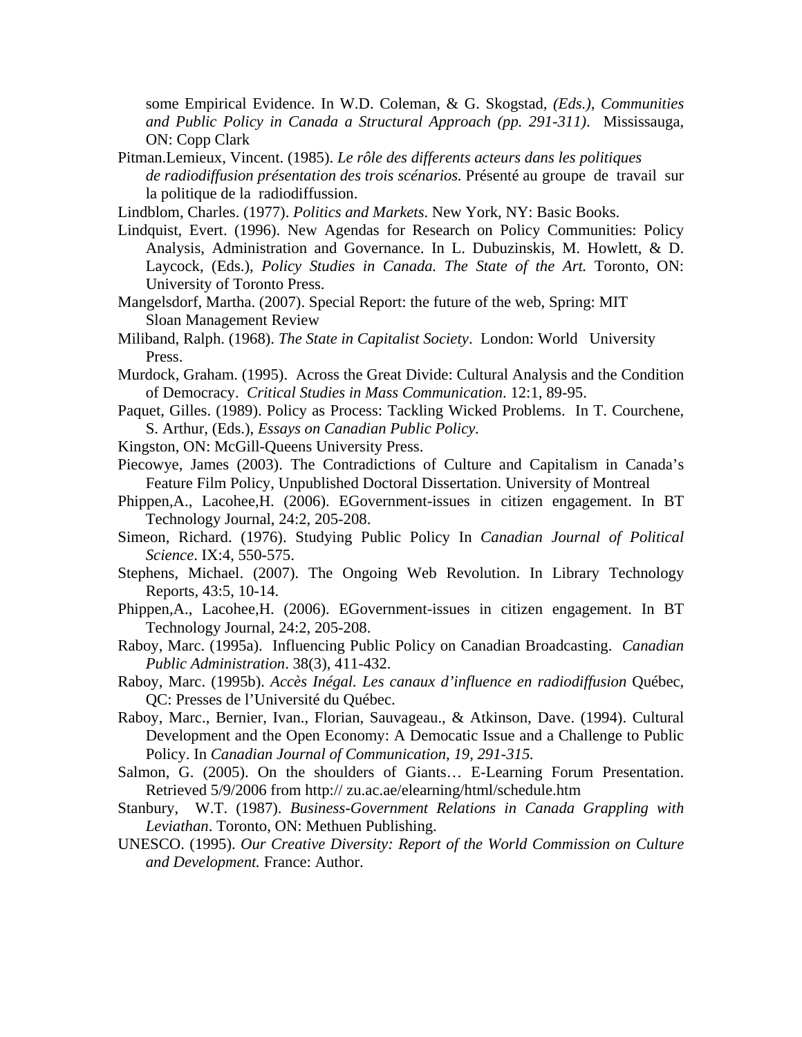some Empirical Evidence. In W.D. Coleman, & G. Skogstad, *(Eds.), Communities and Public Policy in Canada a Structural Approach (pp. 291-311)*. Mississauga, ON: Copp Clark

Pitman.Lemieux, Vincent. (1985). *Le rôle des differents acteurs dans les politiques de radiodiffusion présentation des trois scénarios.* Présenté au groupe de travail sur la politique de la radiodiffussion.

Lindblom, Charles. (1977). *Politics and Markets*. New York, NY: Basic Books.

Lindquist, Evert. (1996). New Agendas for Research on Policy Communities: Policy Analysis, Administration and Governance. In L. Dubuzinskis, M. Howlett, & D. Laycock, (Eds.), *Policy Studies in Canada. The State of the Art.* Toronto, ON: University of Toronto Press.

Mangelsdorf, Martha. (2007). Special Report: the future of the web, Spring: MIT Sloan Management Review

Miliband, Ralph. (1968). *The State in Capitalist Society*. London: World University Press.

Murdock, Graham. (1995). Across the Great Divide: Cultural Analysis and the Condition of Democracy. *Critical Studies in Mass Communication.* 12:1, 89-95.

Paquet, Gilles. (1989). Policy as Process: Tackling Wicked Problems. In T. Courchene, S. Arthur, (Eds.), *Essays on Canadian Public Policy.*

Kingston, ON: McGill-Queens University Press.

Piecowye, James (2003). The Contradictions of Culture and Capitalism in Canada's Feature Film Policy, Unpublished Doctoral Dissertation. University of Montreal

Phippen,A., Lacohee,H. (2006). EGovernment-issues in citizen engagement. In BT Technology Journal, 24:2, 205-208.

Simeon, Richard. (1976). Studying Public Policy In *Canadian Journal of Political Science*. IX:4, 550-575.

Stephens, Michael. (2007). The Ongoing Web Revolution. In Library Technology Reports, 43:5, 10-14.

Phippen,A., Lacohee,H. (2006). EGovernment-issues in citizen engagement. In BT Technology Journal, 24:2, 205-208.

Raboy, Marc. (1995a). Influencing Public Policy on Canadian Broadcasting. *Canadian Public Administration*. 38(3), 411-432.

Raboy, Marc. (1995b). *Accès Inégal. Les canaux d'influence en radiodiffusion* Québec, QC: Presses de l'Université du Québec.

Raboy, Marc., Bernier, Ivan., Florian, Sauvageau., & Atkinson, Dave. (1994). Cultural Development and the Open Economy: A Democatic Issue and a Challenge to Public Policy. In *Canadian Journal of Communication, 19, 291-315.*

Salmon, G. (2005). On the shoulders of Giants… E-Learning Forum Presentation. Retrieved 5/9/2006 from http:// zu.ac.ae/elearning/html/schedule.htm

Stanbury, W.T. (1987). *Business-Government Relations in Canada Grappling with Leviathan*. Toronto, ON: Methuen Publishing.

UNESCO. (1995). *Our Creative Diversity: Report of the World Commission on Culture and Development.* France: Author.